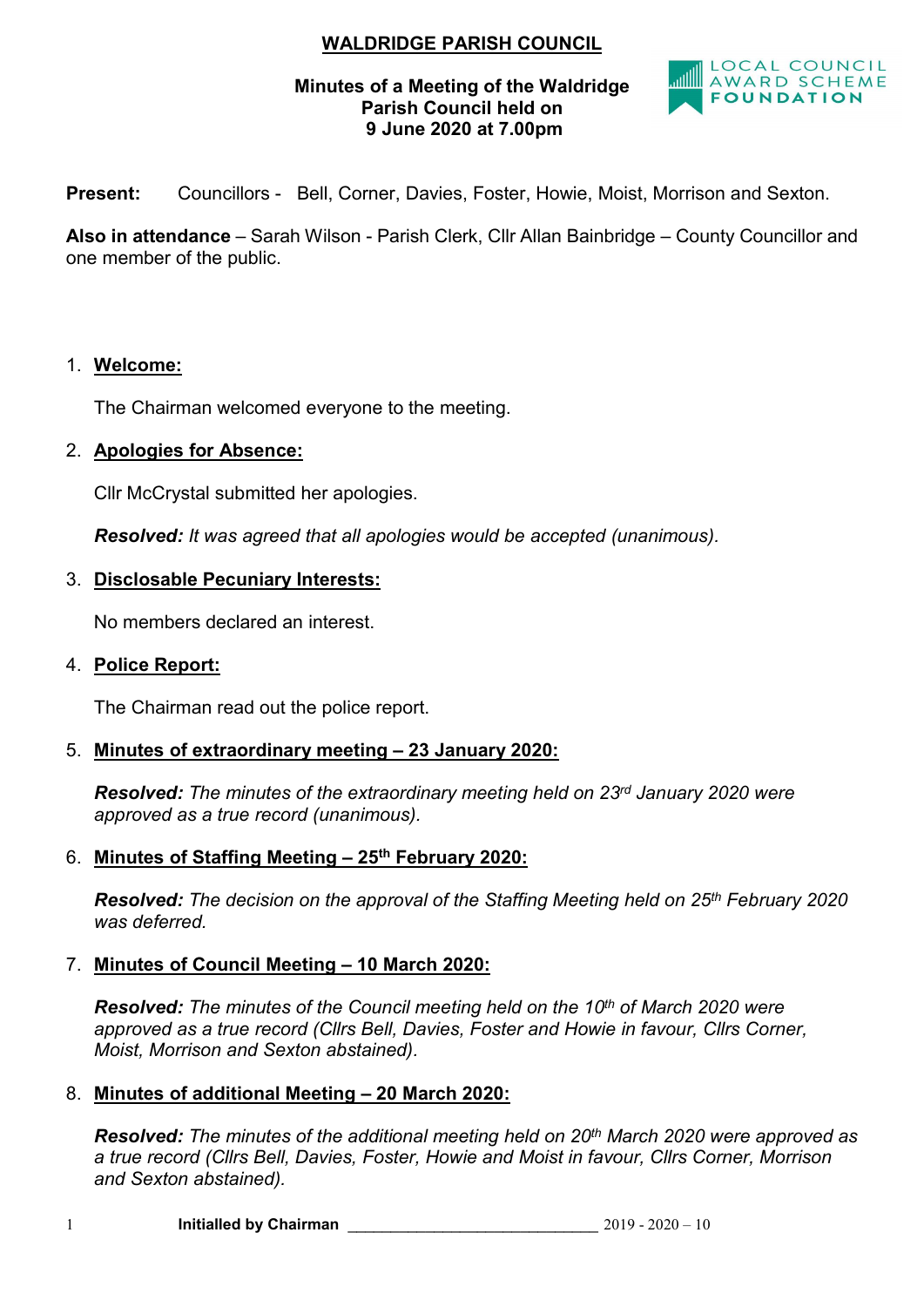# WALDRIDGE PARISH COUNCIL

**Minutes of a Meeting of the Waldridge Parish Council held on 9 June 2020 at 7.00pm**

**Present:** Councillors - Bell, Corner, Davies, Foster, Howie, Moist, Morrison and Sexton.

**Also in attendance** – Sarah Wilson - Parish Clerk, Cllr Allan Bainbridge – County Councillor and one member of the public.

1. **Welcome:**

   The Chairman welcomed everyone to the meeting.

2. **Apologies for Absence:**

   Cllr McCrystal submitted her apologies.

   ***Resolved:*** *It was agreed that all apologies would be accepted (unanimous).*

3. **Disclosable Pecuniary Interests:**

   No members declared an interest.

4. **Police Report:**

   The Chairman read out the police report.

5. **Minutes of extraordinary meeting – 23 January 2020:**

   ***Resolved:*** *The minutes of the extraordinary meeting held on 23rd January 2020 were approved as a true record (unanimous).*

6. **Minutes of Staffing Meeting – 25th February 2020:**

   ***Resolved:*** *The decision on the approval of the Staffing Meeting held on 25th February 2020 was deferred.*

7. **Minutes of Council Meeting – 10 March 2020:**

   ***Resolved:*** *The minutes of the Council meeting held on the 10th of March 2020 were approved as a true record (Cllrs Bell, Davies, Foster and Howie in favour, Cllrs Corner, Moist, Morrison and Sexton abstained).*

8. **Minutes of additional Meeting – 20 March 2020:**

   ***Resolved:*** *The minutes of the additional meeting held on 20th March 2020 were approved as a true record (Cllrs Bell, Davies, Foster, Howie and Moist in favour, Cllrs Corner, Morrison and Sexton abstained).*

**Initialled by Chairman** ____________________________ 2019 - 2020 – 10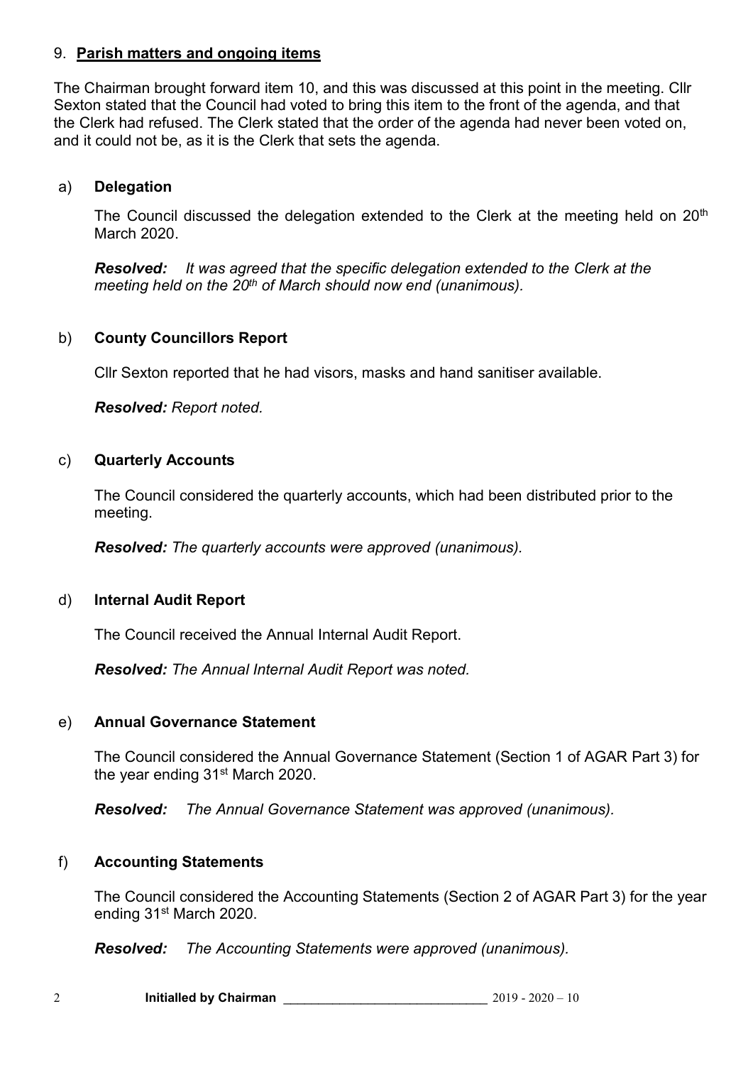## 9. **Parish matters and ongoing items**

The Chairman brought forward item 10, and this was discussed at this point in the meeting. Cllr Sexton stated that the Council had voted to bring this item to the front of the agenda, and that the Clerk had refused. The Clerk stated that the order of the agenda had never been voted on, and it could not be, as it is the Clerk that sets the agenda.

### a) **Delegation**

The Council discussed the delegation extended to the Clerk at the meeting held on 20th March 2020.

***Resolved:*** *It was agreed that the specific delegation extended to the Clerk at the meeting held on the 20th of March should now end (unanimous).*

### b) **County Councillors Report**

Cllr Sexton reported that he had visors, masks and hand sanitiser available.

***Resolved:*** *Report noted.*

### c) **Quarterly Accounts**

The Council considered the quarterly accounts, which had been distributed prior to the meeting.

***Resolved:*** *The quarterly accounts were approved (unanimous).*

### d) **Internal Audit Report**

The Council received the Annual Internal Audit Report.

***Resolved:*** *The Annual Internal Audit Report was noted.*

### e) **Annual Governance Statement**

The Council considered the Annual Governance Statement (Section 1 of AGAR Part 3) for the year ending 31st March 2020.

***Resolved:*** *The Annual Governance Statement was approved (unanimous).*

### f) **Accounting Statements**

The Council considered the Accounting Statements (Section 2 of AGAR Part 3) for the year ending 31st March 2020.

***Resolved:*** *The Accounting Statements were approved (unanimous).*

**Initialled by Chairman** ____________________________ 2019 - 2020 – 10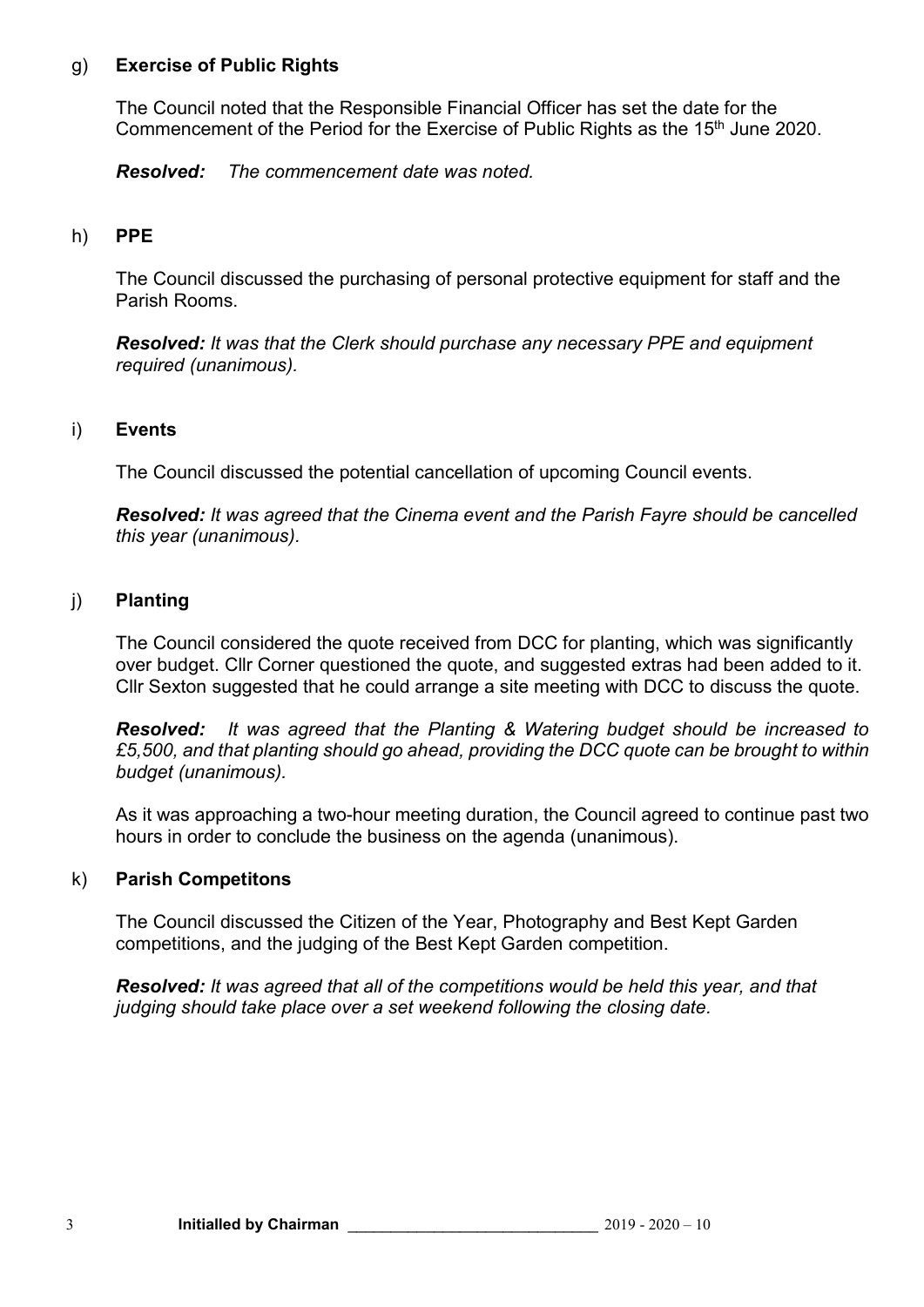g) **Exercise of Public Rights**

The Council noted that the Responsible Financial Officer has set the date for the Commencement of the Period for the Exercise of Public Rights as the 15th June 2020.

***Resolved:*** *The commencement date was noted.*

h) **PPE**

The Council discussed the purchasing of personal protective equipment for staff and the Parish Rooms.

***Resolved:*** *It was that the Clerk should purchase any necessary PPE and equipment required (unanimous).*

i) **Events**

The Council discussed the potential cancellation of upcoming Council events.

***Resolved:*** *It was agreed that the Cinema event and the Parish Fayre should be cancelled this year (unanimous).*

j) **Planting**

The Council considered the quote received from DCC for planting, which was significantly over budget. Cllr Corner questioned the quote, and suggested extras had been added to it. Cllr Sexton suggested that he could arrange a site meeting with DCC to discuss the quote.

***Resolved:*** *It was agreed that the Planting & Watering budget should be increased to £5,500, and that planting should go ahead, providing the DCC quote can be brought to within budget (unanimous).*

As it was approaching a two-hour meeting duration, the Council agreed to continue past two hours in order to conclude the business on the agenda (unanimous).

k) **Parish Competitons**

The Council discussed the Citizen of the Year, Photography and Best Kept Garden competitions, and the judging of the Best Kept Garden competition.

***Resolved:*** *It was agreed that all of the competitions would be held this year, and that judging should take place over a set weekend following the closing date.*

**Initialled by Chairman** ______________________________ 2019 - 2020 – 10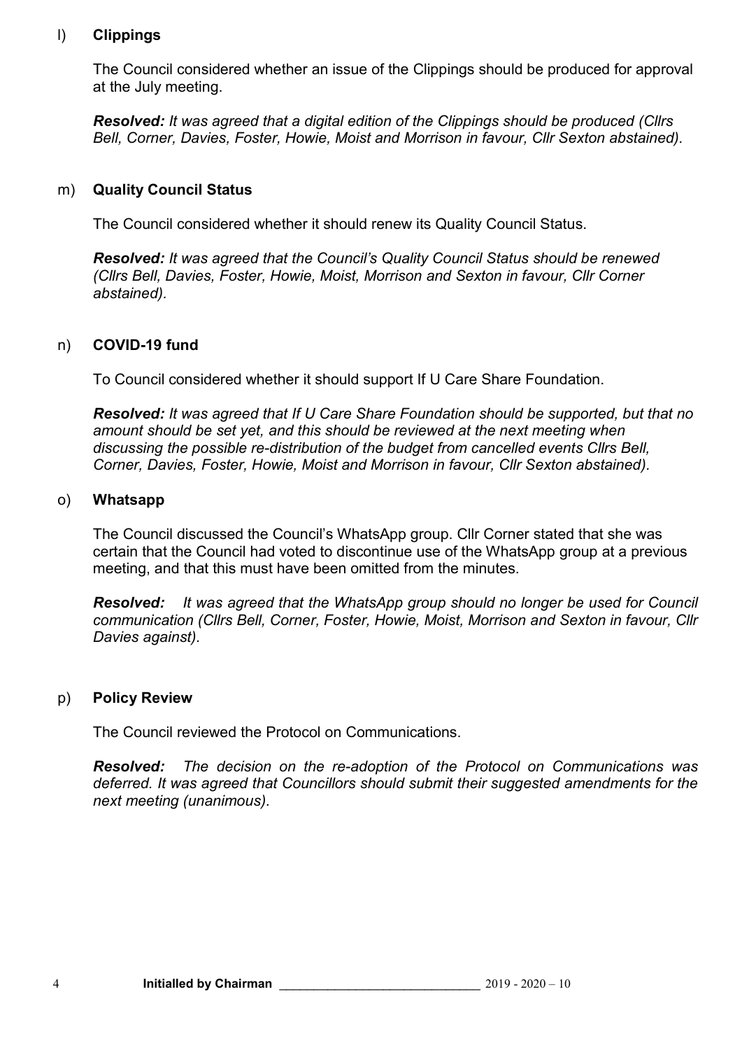l) **Clippings**

The Council considered whether an issue of the Clippings should be produced for approval at the July meeting.

***Resolved:*** *It was agreed that a digital edition of the Clippings should be produced (Cllrs Bell, Corner, Davies, Foster, Howie, Moist and Morrison in favour, Cllr Sexton abstained).*

m) **Quality Council Status**

The Council considered whether it should renew its Quality Council Status.

***Resolved:*** *It was agreed that the Council's Quality Council Status should be renewed (Cllrs Bell, Davies, Foster, Howie, Moist, Morrison and Sexton in favour, Cllr Corner abstained).*

n) **COVID-19 fund**

To Council considered whether it should support If U Care Share Foundation.

***Resolved:*** *It was agreed that If U Care Share Foundation should be supported, but that no amount should be set yet, and this should be reviewed at the next meeting when discussing the possible re-distribution of the budget from cancelled events Cllrs Bell, Corner, Davies, Foster, Howie, Moist and Morrison in favour, Cllr Sexton abstained).*

o) **Whatsapp**

The Council discussed the Council's WhatsApp group. Cllr Corner stated that she was certain that the Council had voted to discontinue use of the WhatsApp group at a previous meeting, and that this must have been omitted from the minutes.

***Resolved:*** *It was agreed that the WhatsApp group should no longer be used for Council communication (Cllrs Bell, Corner, Foster, Howie, Moist, Morrison and Sexton in favour, Cllr Davies against).*

p) **Policy Review**

The Council reviewed the Protocol on Communications.

***Resolved:*** *The decision on the re-adoption of the Protocol on Communications was deferred. It was agreed that Councillors should submit their suggested amendments for the next meeting (unanimous).*

**Initialled by Chairman** ______________________________ 2019 - 2020 – 10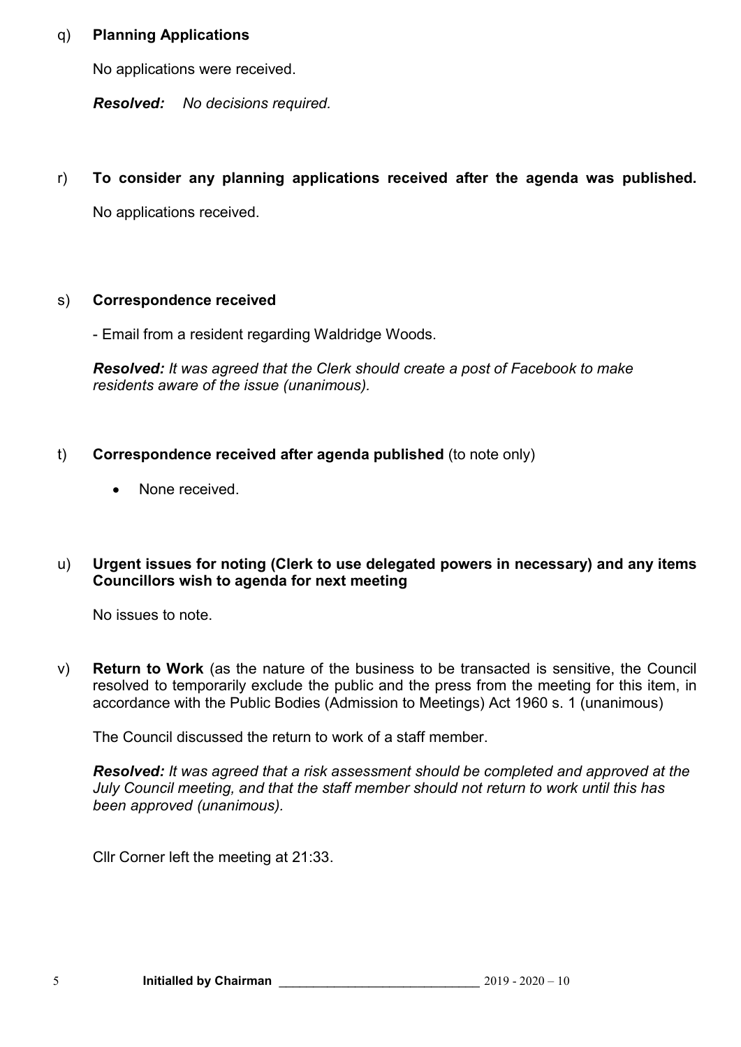q) **Planning Applications**

No applications were received.

***Resolved:*** *No decisions required.*

r) **To consider any planning applications received after the agenda was published.**

No applications received.

s) **Correspondence received**

- Email from a resident regarding Waldridge Woods.

***Resolved:*** *It was agreed that the Clerk should create a post of Facebook to make residents aware of the issue (unanimous).*

t) **Correspondence received after agenda published** (to note only)

- None received.

u) **Urgent issues for noting (Clerk to use delegated powers in necessary) and any items Councillors wish to agenda for next meeting**

No issues to note.

v) **Return to Work** (as the nature of the business to be transacted is sensitive, the Council resolved to temporarily exclude the public and the press from the meeting for this item, in accordance with the Public Bodies (Admission to Meetings) Act 1960 s. 1 (unanimous)

The Council discussed the return to work of a staff member.

***Resolved:*** *It was agreed that a risk assessment should be completed and approved at the July Council meeting, and that the staff member should not return to work until this has been approved (unanimous).*

Cllr Corner left the meeting at 21:33.

**Initialled by Chairman** ____________________________ 2019 - 2020 – 10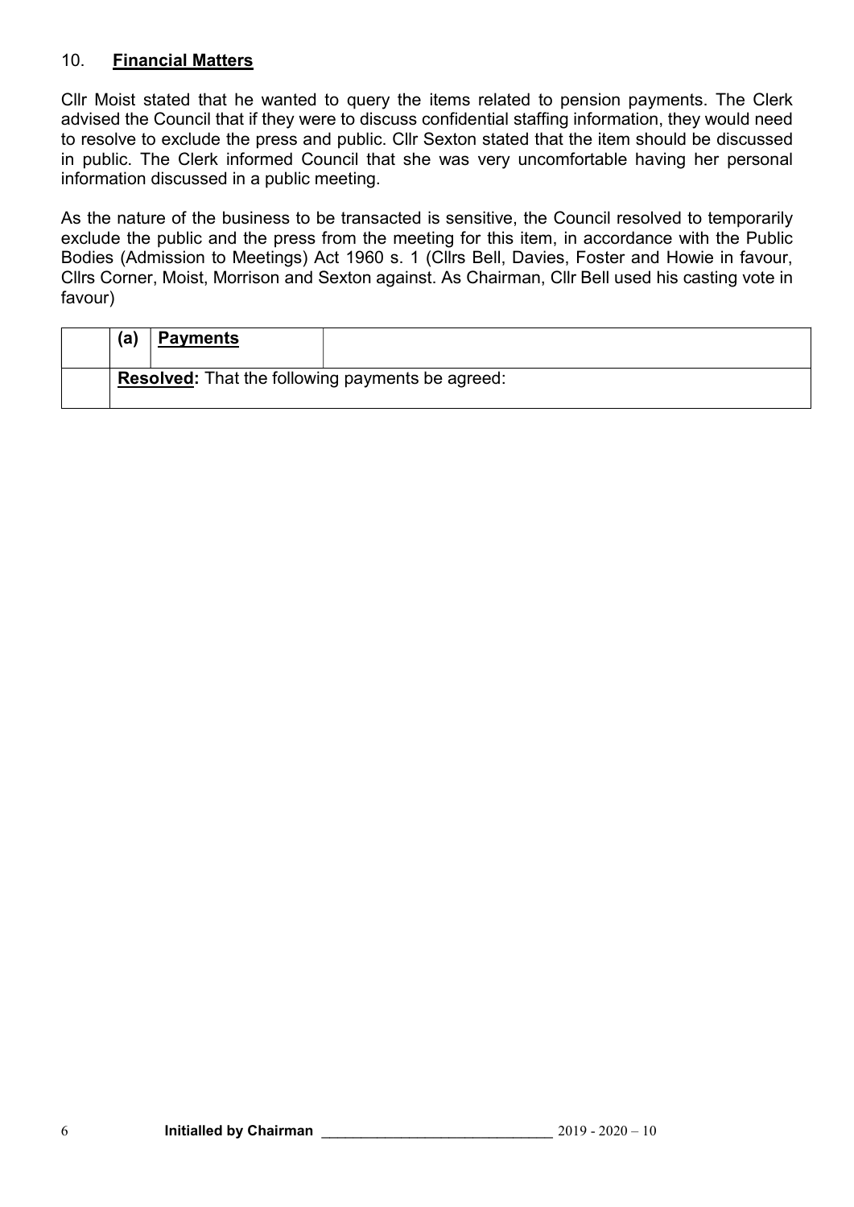## 10. **Financial Matters**

Cllr Moist stated that he wanted to query the items related to pension payments. The Clerk advised the Council that if they were to discuss confidential staffing information, they would need to resolve to exclude the press and public. Cllr Sexton stated that the item should be discussed in public. The Clerk informed Council that she was very uncomfortable having her personal information discussed in a public meeting.

As the nature of the business to be transacted is sensitive, the Council resolved to temporarily exclude the public and the press from the meeting for this item, in accordance with the Public Bodies (Admission to Meetings) Act 1960 s. 1 (Cllrs Bell, Davies, Foster and Howie in favour, Cllrs Corner, Moist, Morrison and Sexton against. As Chairman, Cllr Bell used his casting vote in favour)

| | (a) | **Payments** | |
|---|---|---|---|
| | **Resolved:** That the following payments be agreed: | | |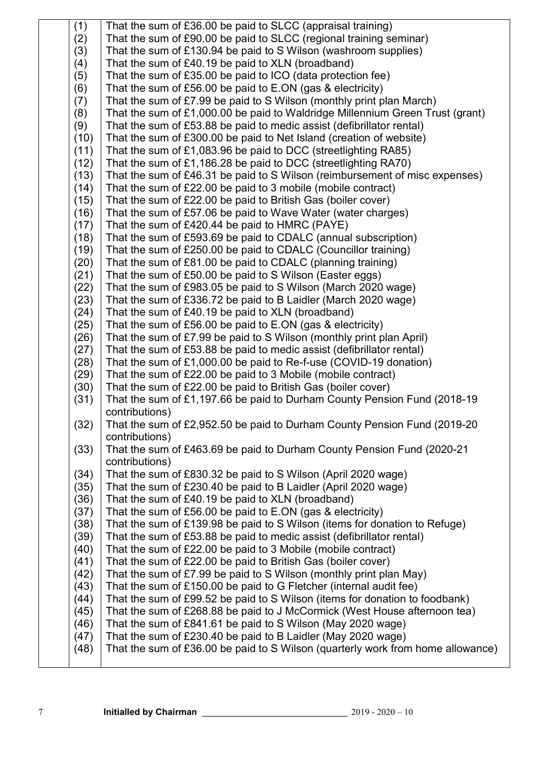| | | |
|---|---|---|
| | (1) | That the sum of £36.00 be paid to SLCC (appraisal training) |
| | (2) | That the sum of £90.00 be paid to SLCC (regional training seminar) |
| | (3) | That the sum of £130.94 be paid to S Wilson (washroom supplies) |
| | (4) | That the sum of £40.19 be paid to XLN (broadband) |
| | (5) | That the sum of £35.00 be paid to ICO (data protection fee) |
| | (6) | That the sum of £56.00 be paid to E.ON (gas & electricity) |
| | (7) | That the sum of £7.99 be paid to S Wilson (monthly print plan March) |
| | (8) | That the sum of £1,000.00 be paid to Waldridge Millennium Green Trust (grant) |
| | (9) | That the sum of £53.88 be paid to medic assist (defibrillator rental) |
| | (10) | That the sum of £300.00 be paid to Net Island (creation of website) |
| | (11) | That the sum of £1,083.96 be paid to DCC (streetlighting RA85) |
| | (12) | That the sum of £1,186.28 be paid to DCC (streetlighting RA70) |
| | (13) | That the sum of £46.31 be paid to S Wilson (reimbursement of misc expenses) |
| | (14) | That the sum of £22.00 be paid to 3 mobile (mobile contract) |
| | (15) | That the sum of £22.00 be paid to British Gas (boiler cover) |
| | (16) | That the sum of £57.06 be paid to Wave Water (water charges) |
| | (17) | That the sum of £420.44 be paid to HMRC (PAYE) |
| | (18) | That the sum of £593.69 be paid to CDALC (annual subscription) |
| | (19) | That the sum of £250.00 be paid to CDALC (Councillor training) |
| | (20) | That the sum of £81.00 be paid to CDALC (planning training) |
| | (21) | That the sum of £50.00 be paid to S Wilson (Easter eggs) |
| | (22) | That the sum of £983.05 be paid to S Wilson (March 2020 wage) |
| | (23) | That the sum of £336.72 be paid to B Laidler (March 2020 wage) |
| | (24) | That the sum of £40.19 be paid to XLN (broadband) |
| | (25) | That the sum of £56.00 be paid to E.ON (gas & electricity) |
| | (26) | That the sum of £7.99 be paid to S Wilson (monthly print plan April) |
| | (27) | That the sum of £53.88 be paid to medic assist (defibrillator rental) |
| | (28) | That the sum of £1,000.00 be paid to Re-f-use (COVID-19 donation) |
| | (29) | That the sum of £22.00 be paid to 3 Mobile (mobile contract) |
| | (30) | That the sum of £22.00 be paid to British Gas (boiler cover) |
| | (31) | That the sum of £1,197.66 be paid to Durham County Pension Fund (2018-19 contributions) |
| | (32) | That the sum of £2,952.50 be paid to Durham County Pension Fund (2019-20 contributions) |
| | (33) | That the sum of £463.69 be paid to Durham County Pension Fund (2020-21 contributions) |
| | (34) | That the sum of £830.32 be paid to S Wilson (April 2020 wage) |
| | (35) | That the sum of £230.40 be paid to B Laidler (April 2020 wage) |
| | (36) | That the sum of £40.19 be paid to XLN (broadband) |
| | (37) | That the sum of £56.00 be paid to E.ON (gas & electricity) |
| | (38) | That the sum of £139.98 be paid to S Wilson (items for donation to Refuge) |
| | (39) | That the sum of £53.88 be paid to medic assist (defibrillator rental) |
| | (40) | That the sum of £22.00 be paid to 3 Mobile (mobile contract) |
| | (41) | That the sum of £22.00 be paid to British Gas (boiler cover) |
| | (42) | That the sum of £7.99 be paid to S Wilson (monthly print plan May) |
| | (43) | That the sum of £150.00 be paid to G Fletcher (internal audit fee) |
| | (44) | That the sum of £99.52 be paid to S Wilson (items for donation to foodbank) |
| | (45) | That the sum of £268.88 be paid to J McCormick (West House afternoon tea) |
| | (46) | That the sum of £841.61 be paid to S Wilson (May 2020 wage) |
| | (47) | That the sum of £230.40 be paid to B Laidler (May 2020 wage) |
| | (48) | That the sum of £36.00 be paid to S Wilson (quarterly work from home allowance) |

**Initialled by Chairman** ____________________________ 2019 - 2020 – 10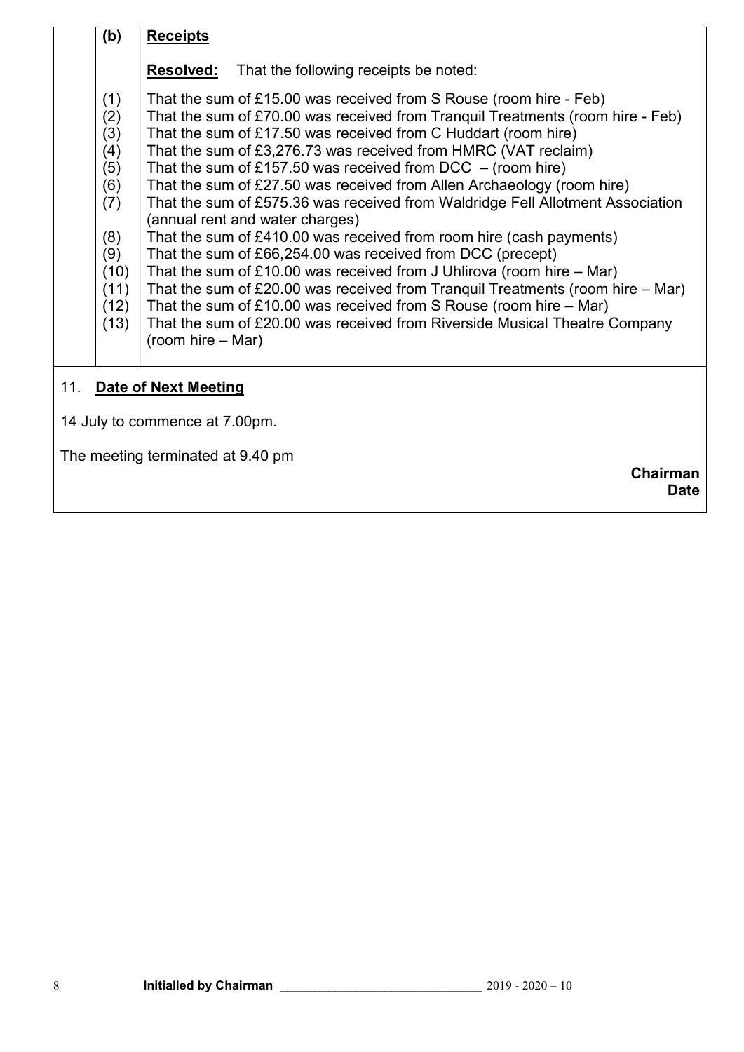**(b) Receipts**

**Resolved:** That the following receipts be noted:

(1) That the sum of £15.00 was received from S Rouse (room hire - Feb)
(2) That the sum of £70.00 was received from Tranquil Treatments (room hire - Feb)
(3) That the sum of £17.50 was received from C Huddart (room hire)
(4) That the sum of £3,276.73 was received from HMRC (VAT reclaim)
(5) That the sum of £157.50 was received from DCC – (room hire)
(6) That the sum of £27.50 was received from Allen Archaeology (room hire)
(7) That the sum of £575.36 was received from Waldridge Fell Allotment Association (annual rent and water charges)
(8) That the sum of £410.00 was received from room hire (cash payments)
(9) That the sum of £66,254.00 was received from DCC (precept)
(10) That the sum of £10.00 was received from J Uhlirova (room hire – Mar)
(11) That the sum of £20.00 was received from Tranquil Treatments (room hire – Mar)
(12) That the sum of £10.00 was received from S Rouse (room hire – Mar)
(13) That the sum of £20.00 was received from Riverside Musical Theatre Company (room hire – Mar)

## 11. Date of Next Meeting

14 July to commence at 7.00pm.

The meeting terminated at 9.40 pm

**Chairman**
**Date**

**Initialled by Chairman** ______________________________ 2019 - 2020 – 10